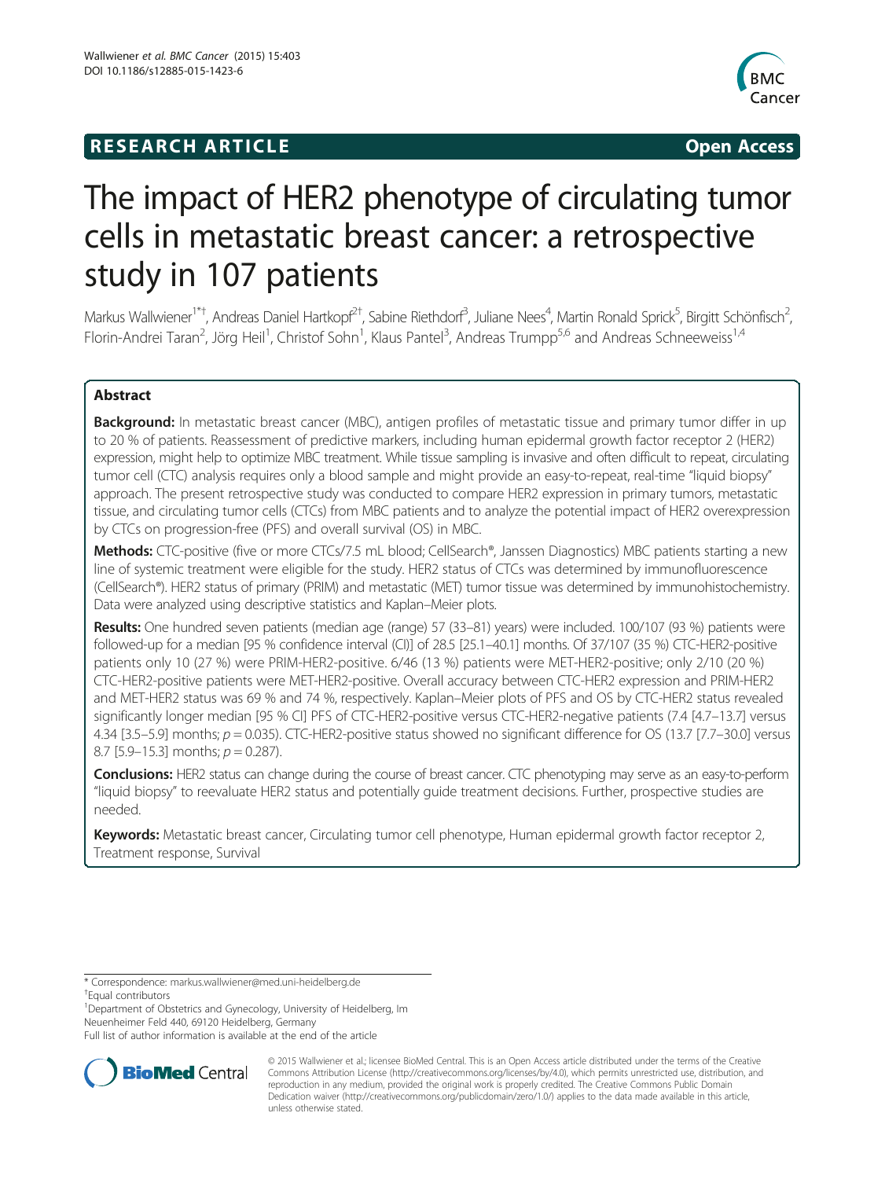**RESEARCH ARTICLE** **Open Access**

# The impact of HER2 phenotype of circulating tumor cells in metastatic breast cancer: a retrospective study in 107 patients

Markus Wallwiener[1*†], Andreas Daniel Hartkopf[2†], Sabine Riethdorf[3], Juliane Nees[4], Martin Ronald Sprick[5], Birgitt Schönfisch[2], Florin-Andrei Taran[2], Jörg Heil[1], Christof Sohn[1], Klaus Pantel[3], Andreas Trumpp[5,6] and Andreas Schneeweiss[1,4]

## Abstract

**Background:** In metastatic breast cancer (MBC), antigen profiles of metastatic tissue and primary tumor differ in up to 20 % of patients. Reassessment of predictive markers, including human epidermal growth factor receptor 2 (HER2) expression, might help to optimize MBC treatment. While tissue sampling is invasive and often difficult to repeat, circulating tumor cell (CTC) analysis requires only a blood sample and might provide an easy-to-repeat, real-time "liquid biopsy" approach. The present retrospective study was conducted to compare HER2 expression in primary tumors, metastatic tissue, and circulating tumor cells (CTCs) from MBC patients and to analyze the potential impact of HER2 overexpression by CTCs on progression-free (PFS) and overall survival (OS) in MBC.

**Methods:** CTC-positive (five or more CTCs/7.5 mL blood; CellSearch®, Janssen Diagnostics) MBC patients starting a new line of systemic treatment were eligible for the study. HER2 status of CTCs was determined by immunofluorescence (CellSearch®). HER2 status of primary (PRIM) and metastatic (MET) tumor tissue was determined by immunohistochemistry. Data were analyzed using descriptive statistics and Kaplan–Meier plots.

**Results:** One hundred seven patients (median age (range) 57 (33–81) years) were included. 100/107 (93 %) patients were followed-up for a median [95 % confidence interval (CI)] of 28.5 [25.1–40.1] months. Of 37/107 (35 %) CTC-HER2-positive patients only 10 (27 %) were PRIM-HER2-positive. 6/46 (13 %) patients were MET-HER2-positive; only 2/10 (20 %) CTC-HER2-positive patients were MET-HER2-positive. Overall accuracy between CTC-HER2 expression and PRIM-HER2 and MET-HER2 status was 69 % and 74 %, respectively. Kaplan–Meier plots of PFS and OS by CTC-HER2 status revealed significantly longer median [95 % CI] PFS of CTC-HER2-positive versus CTC-HER2-negative patients (7.4 [4.7–13.7] versus 4.34 [3.5–5.9] months; $p = 0.035$). CTC-HER2-positive status showed no significant difference for OS (13.7 [7.7–30.0] versus 8.7 [5.9–15.3] months; $p = 0.287$).

**Conclusions:** HER2 status can change during the course of breast cancer. CTC phenotyping may serve as an easy-to-perform "liquid biopsy" to reevaluate HER2 status and potentially guide treatment decisions. Further, prospective studies are needed.

**Keywords:** Metastatic breast cancer, Circulating tumor cell phenotype, Human epidermal growth factor receptor 2, Treatment response, Survival

---

\* Correspondence: markus.wallwiener@med.uni-heidelberg.de
†Equal contributors
[1]Department of Obstetrics and Gynecology, University of Heidelberg, Im Neuenheimer Feld 440, 69120 Heidelberg, Germany
Full list of author information is available at the end of the article

© 2015 Wallwiener et al.; licensee BioMed Central. This is an Open Access article distributed under the terms of the Creative Commons Attribution License (http://creativecommons.org/licenses/by/4.0), which permits unrestricted use, distribution, and reproduction in any medium, provided the original work is properly credited. The Creative Commons Public Domain Dedication waiver (http://creativecommons.org/publicdomain/zero/1.0/) applies to the data made available in this article, unless otherwise stated.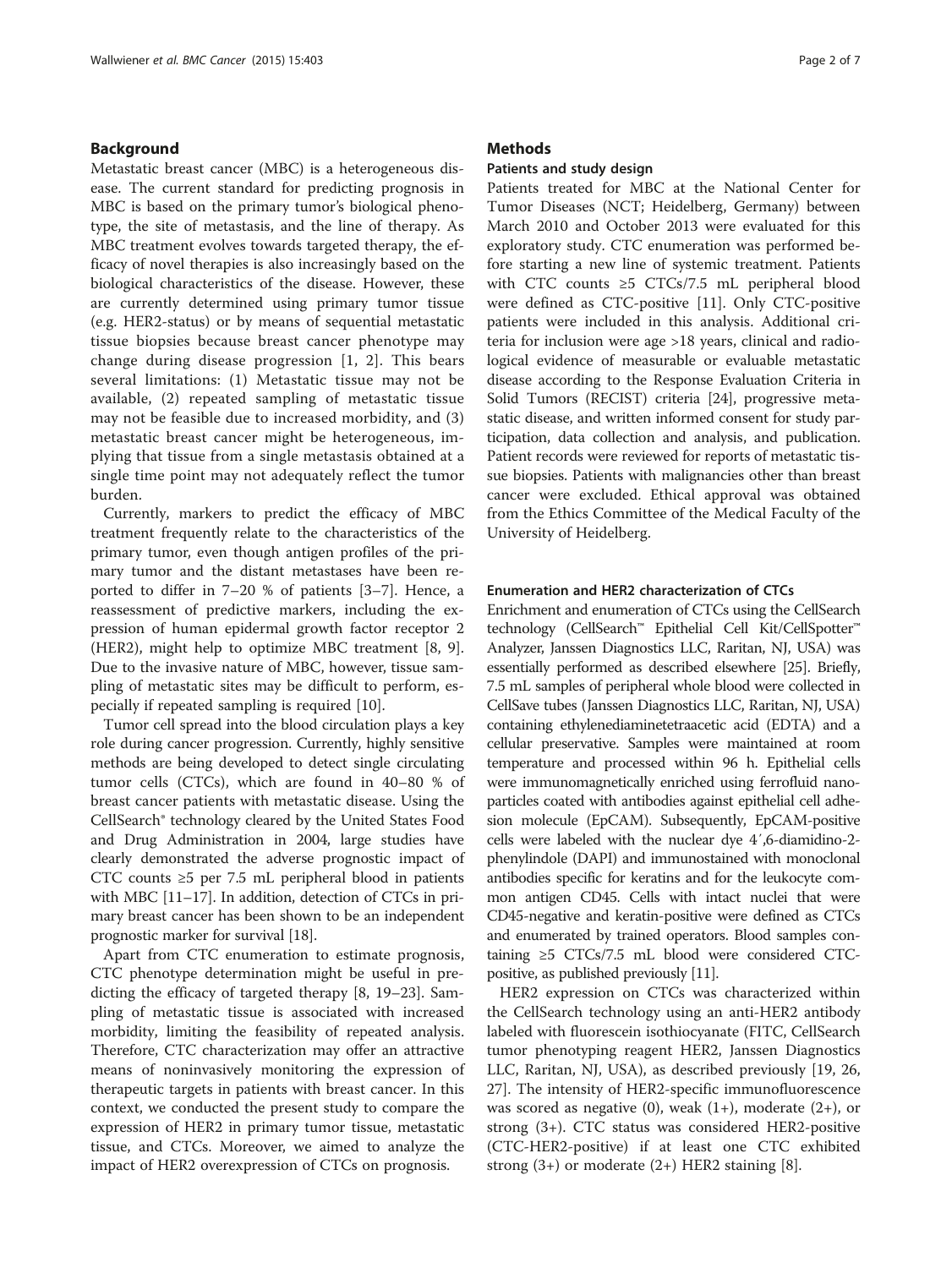## Background

Metastatic breast cancer (MBC) is a heterogeneous disease. The current standard for predicting prognosis in MBC is based on the primary tumor's biological phenotype, the site of metastasis, and the line of therapy. As MBC treatment evolves towards targeted therapy, the efficacy of novel therapies is also increasingly based on the biological characteristics of the disease. However, these are currently determined using primary tumor tissue (e.g. HER2-status) or by means of sequential metastatic tissue biopsies because breast cancer phenotype may change during disease progression [1, 2]. This bears several limitations: (1) Metastatic tissue may not be available, (2) repeated sampling of metastatic tissue may not be feasible due to increased morbidity, and (3) metastatic breast cancer might be heterogeneous, implying that tissue from a single metastasis obtained at a single time point may not adequately reflect the tumor burden.

Currently, markers to predict the efficacy of MBC treatment frequently relate to the characteristics of the primary tumor, even though antigen profiles of the primary tumor and the distant metastases have been reported to differ in 7–20 % of patients [3–7]. Hence, a reassessment of predictive markers, including the expression of human epidermal growth factor receptor 2 (HER2), might help to optimize MBC treatment [8, 9]. Due to the invasive nature of MBC, however, tissue sampling of metastatic sites may be difficult to perform, especially if repeated sampling is required [10].

Tumor cell spread into the blood circulation plays a key role during cancer progression. Currently, highly sensitive methods are being developed to detect single circulating tumor cells (CTCs), which are found in 40–80 % of breast cancer patients with metastatic disease. Using the CellSearch® technology cleared by the United States Food and Drug Administration in 2004, large studies have clearly demonstrated the adverse prognostic impact of CTC counts ≥5 per 7.5 mL peripheral blood in patients with MBC [11–17]. In addition, detection of CTCs in primary breast cancer has been shown to be an independent prognostic marker for survival [18].

Apart from CTC enumeration to estimate prognosis, CTC phenotype determination might be useful in predicting the efficacy of targeted therapy [8, 19–23]. Sampling of metastatic tissue is associated with increased morbidity, limiting the feasibility of repeated analysis. Therefore, CTC characterization may offer an attractive means of noninvasively monitoring the expression of therapeutic targets in patients with breast cancer. In this context, we conducted the present study to compare the expression of HER2 in primary tumor tissue, metastatic tissue, and CTCs. Moreover, we aimed to analyze the impact of HER2 overexpression of CTCs on prognosis.

## Methods

### Patients and study design

Patients treated for MBC at the National Center for Tumor Diseases (NCT; Heidelberg, Germany) between March 2010 and October 2013 were evaluated for this exploratory study. CTC enumeration was performed before starting a new line of systemic treatment. Patients with CTC counts ≥5 CTCs/7.5 mL peripheral blood were defined as CTC-positive [11]. Only CTC-positive patients were included in this analysis. Additional criteria for inclusion were age >18 years, clinical and radiological evidence of measurable or evaluable metastatic disease according to the Response Evaluation Criteria in Solid Tumors (RECIST) criteria [24], progressive metastatic disease, and written informed consent for study participation, data collection and analysis, and publication. Patient records were reviewed for reports of metastatic tissue biopsies. Patients with malignancies other than breast cancer were excluded. Ethical approval was obtained from the Ethics Committee of the Medical Faculty of the University of Heidelberg.

### Enumeration and HER2 characterization of CTCs

Enrichment and enumeration of CTCs using the CellSearch technology (CellSearch™ Epithelial Cell Kit/CellSpotter™ Analyzer, Janssen Diagnostics LLC, Raritan, NJ, USA) was essentially performed as described elsewhere [25]. Briefly, 7.5 mL samples of peripheral whole blood were collected in CellSave tubes (Janssen Diagnostics LLC, Raritan, NJ, USA) containing ethylenediaminetetraacetic acid (EDTA) and a cellular preservative. Samples were maintained at room temperature and processed within 96 h. Epithelial cells were immunomagnetically enriched using ferrofluid nanoparticles coated with antibodies against epithelial cell adhesion molecule (EpCAM). Subsequently, EpCAM-positive cells were labeled with the nuclear dye 4′,6-diamidino-2-phenylindole (DAPI) and immunostained with monoclonal antibodies specific for keratins and for the leukocyte common antigen CD45. Cells with intact nuclei that were CD45-negative and keratin-positive were defined as CTCs and enumerated by trained operators. Blood samples containing ≥5 CTCs/7.5 mL blood were considered CTC-positive, as published previously [11].

HER2 expression on CTCs was characterized within the CellSearch technology using an anti-HER2 antibody labeled with fluorescein isothiocyanate (FITC, CellSearch tumor phenotyping reagent HER2, Janssen Diagnostics LLC, Raritan, NJ, USA), as described previously [19, 26, 27]. The intensity of HER2-specific immunofluorescence was scored as negative (0), weak (1+), moderate (2+), or strong (3+). CTC status was considered HER2-positive (CTC-HER2-positive) if at least one CTC exhibited strong (3+) or moderate (2+) HER2 staining [8].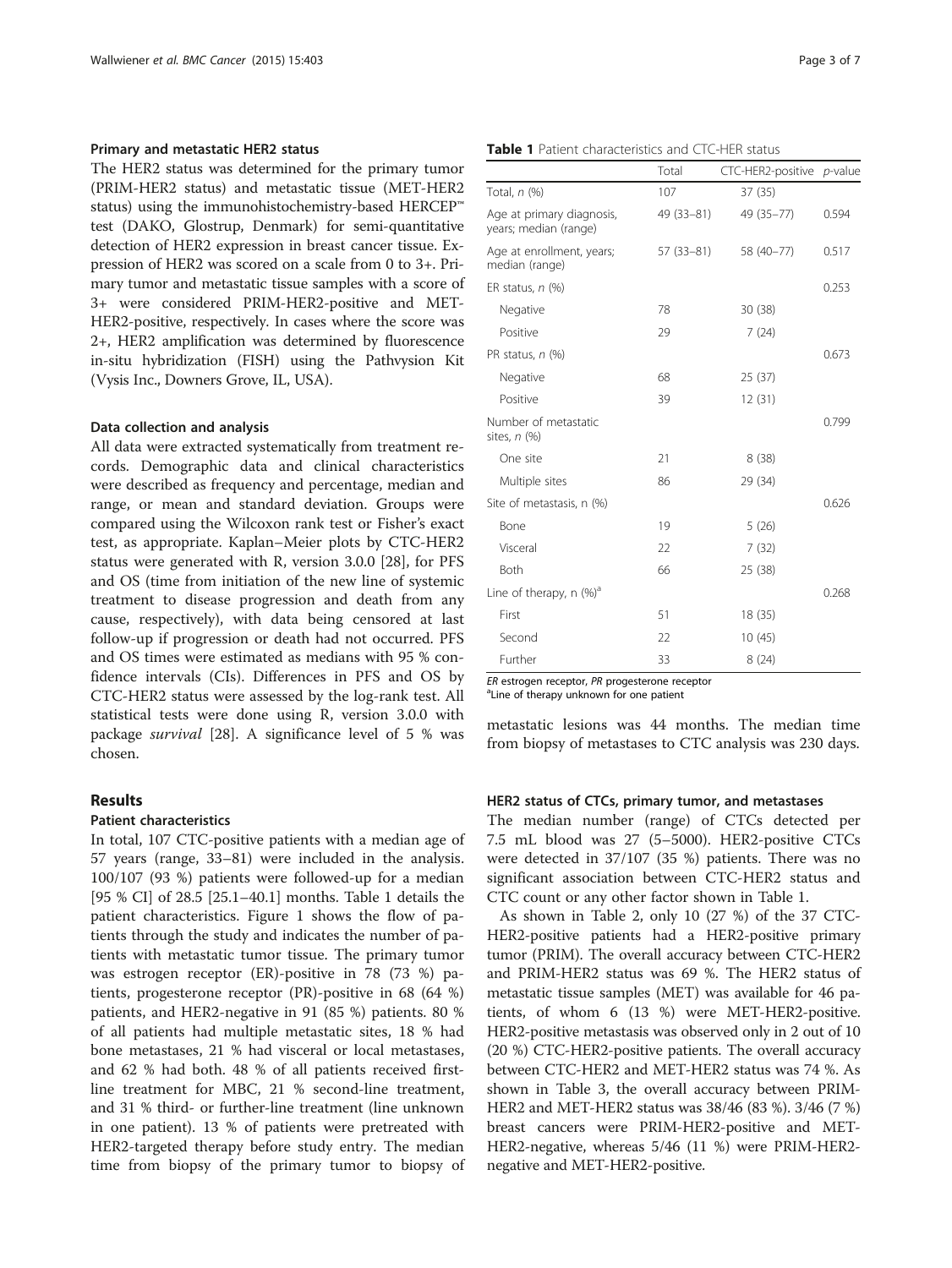#### Primary and metastatic HER2 status

The HER2 status was determined for the primary tumor (PRIM-HER2 status) and metastatic tissue (MET-HER2 status) using the immunohistochemistry-based HERCEP™ test (DAKO, Glostrup, Denmark) for semi-quantitative detection of HER2 expression in breast cancer tissue. Expression of HER2 was scored on a scale from 0 to 3+. Primary tumor and metastatic tissue samples with a score of 3+ were considered PRIM-HER2-positive and MET-HER2-positive, respectively. In cases where the score was 2+, HER2 amplification was determined by fluorescence in-situ hybridization (FISH) using the Pathvysion Kit (Vysis Inc., Downers Grove, IL, USA).

#### Data collection and analysis

All data were extracted systematically from treatment records. Demographic data and clinical characteristics were described as frequency and percentage, median and range, or mean and standard deviation. Groups were compared using the Wilcoxon rank test or Fisher's exact test, as appropriate. Kaplan–Meier plots by CTC-HER2 status were generated with R, version 3.0.0 [28], for PFS and OS (time from initiation of the new line of systemic treatment to disease progression and death from any cause, respectively), with data being censored at last follow-up if progression or death had not occurred. PFS and OS times were estimated as medians with 95 % confidence intervals (CIs). Differences in PFS and OS by CTC-HER2 status were assessed by the log-rank test. All statistical tests were done using R, version 3.0.0 with package *survival* [28]. A significance level of 5 % was chosen.

## Results

#### Patient characteristics

In total, 107 CTC-positive patients with a median age of 57 years (range, 33–81) were included in the analysis. 100/107 (93 %) patients were followed-up for a median [95 % CI] of 28.5 [25.1–40.1] months. Table 1 details the patient characteristics. Figure 1 shows the flow of patients through the study and indicates the number of patients with metastatic tumor tissue. The primary tumor was estrogen receptor (ER)-positive in 78 (73 %) patients, progesterone receptor (PR)-positive in 68 (64 %) patients, and HER2-negative in 91 (85 %) patients. 80 % of all patients had multiple metastatic sites, 18 % had bone metastases, 21 % had visceral or local metastases, and 62 % had both. 48 % of all patients received first-line treatment for MBC, 21 % second-line treatment, and 31 % third- or further-line treatment (line unknown in one patient). 13 % of patients were pretreated with HER2-targeted therapy before study entry. The median time from biopsy of the primary tumor to biopsy of metastatic lesions was 44 months. The median time from biopsy of metastases to CTC analysis was 230 days.

**Table 1** Patient characteristics and CTC-HER status

| | Total | CTC-HER2-positive | *p*-value |
|---|---|---|---|
| Total, *n* (%) | 107 | 37 (35) | |
| Age at primary diagnosis, years; median (range) | 49 (33–81) | 49 (35–77) | 0.594 |
| Age at enrollment, years; median (range) | 57 (33–81) | 58 (40–77) | 0.517 |
| ER status, *n* (%) | | | 0.253 |
| Negative | 78 | 30 (38) | |
| Positive | 29 | 7 (24) | |
| PR status, *n* (%) | | | 0.673 |
| Negative | 68 | 25 (37) | |
| Positive | 39 | 12 (31) | |
| Number of metastatic sites, *n* (%) | | | 0.799 |
| One site | 21 | 8 (38) | |
| Multiple sites | 86 | 29 (34) | |
| Site of metastasis, n (%) | | | 0.626 |
| Bone | 19 | 5 (26) | |
| Visceral | 22 | 7 (32) | |
| Both | 66 | 25 (38) | |
| Line of therapy, n (%)[a] | | | 0.268 |
| First | 51 | 18 (35) | |
| Second | 22 | 10 (45) | |
| Further | 33 | 8 (24) | |

*ER* estrogen receptor, *PR* progesterone receptor
[a]Line of therapy unknown for one patient

#### HER2 status of CTCs, primary tumor, and metastases

The median number (range) of CTCs detected per 7.5 mL blood was 27 (5–5000). HER2-positive CTCs were detected in 37/107 (35 %) patients. There was no significant association between CTC-HER2 status and CTC count or any other factor shown in Table 1.

As shown in Table 2, only 10 (27 %) of the 37 CTC-HER2-positive patients had a HER2-positive primary tumor (PRIM). The overall accuracy between CTC-HER2 and PRIM-HER2 status was 69 %. The HER2 status of metastatic tissue samples (MET) was available for 46 patients, of whom 6 (13 %) were MET-HER2-positive. HER2-positive metastasis was observed only in 2 out of 10 (20 %) CTC-HER2-positive patients. The overall accuracy between CTC-HER2 and MET-HER2 status was 74 %. As shown in Table 3, the overall accuracy between PRIM-HER2 and MET-HER2 status was 38/46 (83 %). 3/46 (7 %) breast cancers were PRIM-HER2-positive and MET-HER2-negative, whereas 5/46 (11 %) were PRIM-HER2-negative and MET-HER2-positive.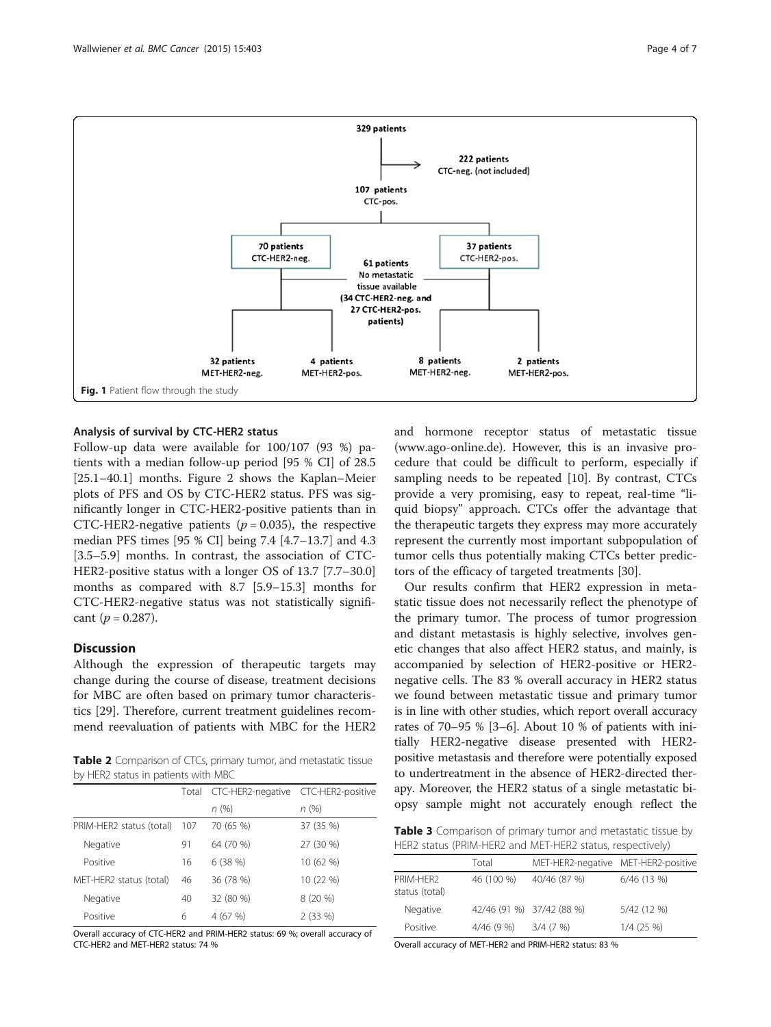329 patients

222 patients CTC-neg. (not included)

107 patients CTC-pos.

70 patients CTC-HER2-neg.

37 patients CTC-HER2-pos.

61 patients No metastatic tissue available (34 CTC-HER2-neg. and 27 CTC-HER2-pos. patients)

32 patients MET-HER2-neg.

4 patients MET-HER2-pos.

8 patients MET-HER2-neg.

2 patients MET-HER2-pos.

**Fig. 1** Patient flow through the study

### Analysis of survival by CTC-HER2 status

Follow-up data were available for 100/107 (93 %) patients with a median follow-up period [95 % CI] of 28.5 [25.1–40.1] months. Figure 2 shows the Kaplan–Meier plots of PFS and OS by CTC-HER2 status. PFS was significantly longer in CTC-HER2-positive patients than in CTC-HER2-negative patients ($p = 0.035$), the respective median PFS times [95 % CI] being 7.4 [4.7–13.7] and 4.3 [3.5–5.9] months. In contrast, the association of CTC-HER2-positive status with a longer OS of 13.7 [7.7–30.0] months as compared with 8.7 [5.9–15.3] months for CTC-HER2-negative status was not statistically significant ($p = 0.287$).

## Discussion

Although the expression of therapeutic targets may change during the course of disease, treatment decisions for MBC are often based on primary tumor characteristics [29]. Therefore, current treatment guidelines recommend reevaluation of patients with MBC for the HER2 and hormone receptor status of metastatic tissue (www.ago-online.de). However, this is an invasive procedure that could be difficult to perform, especially if sampling needs to be repeated [10]. By contrast, CTCs provide a very promising, easy to repeat, real-time "liquid biopsy" approach. CTCs offer the advantage that the therapeutic targets they express may more accurately represent the currently most important subpopulation of tumor cells thus potentially making CTCs better predictors of the efficacy of targeted treatments [30].

Our results confirm that HER2 expression in metastatic tissue does not necessarily reflect the phenotype of the primary tumor. The process of tumor progression and distant metastasis is highly selective, involves genetic changes that also affect HER2 status, and mainly, is accompanied by selection of HER2-positive or HER2-negative cells. The 83 % overall accuracy in HER2 status we found between metastatic tissue and primary tumor is in line with other studies, which report overall accuracy rates of 70–95 % [3–6]. About 10 % of patients with initially HER2-negative disease presented with HER2-positive metastasis and therefore were potentially exposed to undertreatment in the absence of HER2-directed therapy. Moreover, the HER2 status of a single metastatic biopsy sample might not accurately enough reflect the

**Table 2** Comparison of CTCs, primary tumor, and metastatic tissue by HER2 status in patients with MBC

| | Total | CTC-HER2-negative | CTC-HER2-positive |
|---|---|---|---|
| | | n (%) | n (%) |
| PRIM-HER2 status (total) | 107 | 70 (65 %) | 37 (35 %) |
| Negative | 91 | 64 (70 %) | 27 (30 %) |
| Positive | 16 | 6 (38 %) | 10 (62 %) |
| MET-HER2 status (total) | 46 | 36 (78 %) | 10 (22 %) |
| Negative | 40 | 32 (80 %) | 8 (20 %) |
| Positive | 6 | 4 (67 %) | 2 (33 %) |

Overall accuracy of CTC-HER2 and PRIM-HER2 status: 69 %; overall accuracy of CTC-HER2 and MET-HER2 status: 74 %

**Table 3** Comparison of primary tumor and metastatic tissue by HER2 status (PRIM-HER2 and MET-HER2 status, respectively)

| | Total | MET-HER2-negative | MET-HER2-positive |
|---|---|---|---|
| PRIM-HER2 status (total) | 46 (100 %) | 40/46 (87 %) | 6/46 (13 %) |
| Negative | 42/46 (91 %) | 37/42 (88 %) | 5/42 (12 %) |
| Positive | 4/46 (9 %) | 3/4 (7 %) | 1/4 (25 %) |

Overall accuracy of MET-HER2 and PRIM-HER2 status: 83 %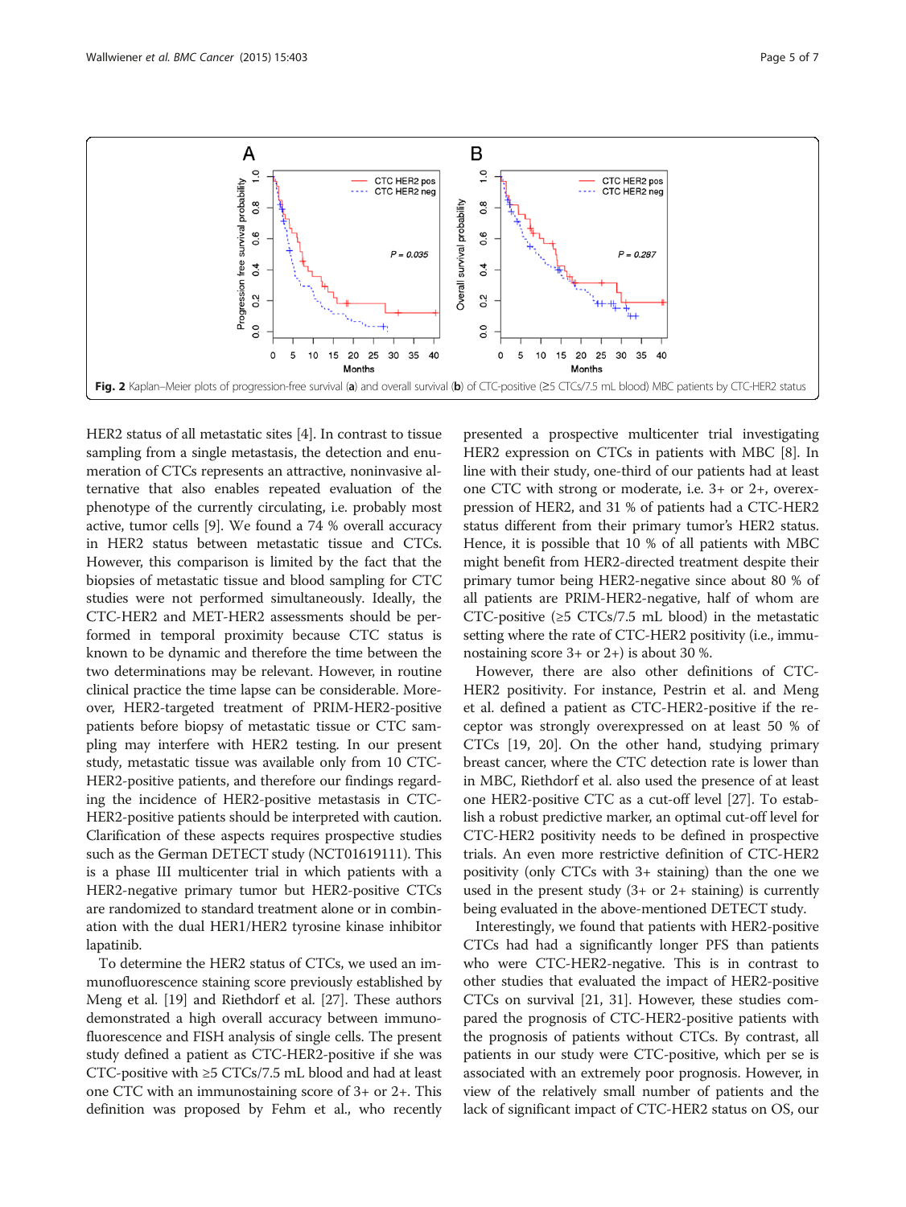Fig. 2 Kaplan–Meier plots of progression-free survival (**a**) and overall survival (**b**) of CTC-positive (≥5 CTCs/7.5 mL blood) MBC patients by CTC-HER2 status

HER2 status of all metastatic sites [4]. In contrast to tissue sampling from a single metastasis, the detection and enumeration of CTCs represents an attractive, noninvasive alternative that also enables repeated evaluation of the phenotype of the currently circulating, i.e. probably most active, tumor cells [9]. We found a 74 % overall accuracy in HER2 status between metastatic tissue and CTCs. However, this comparison is limited by the fact that the biopsies of metastatic tissue and blood sampling for CTC studies were not performed simultaneously. Ideally, the CTC-HER2 and MET-HER2 assessments should be performed in temporal proximity because CTC status is known to be dynamic and therefore the time between the two determinations may be relevant. However, in routine clinical practice the time lapse can be considerable. Moreover, HER2-targeted treatment of PRIM-HER2-positive patients before biopsy of metastatic tissue or CTC sampling may interfere with HER2 testing. In our present study, metastatic tissue was available only from 10 CTC-HER2-positive patients, and therefore our findings regarding the incidence of HER2-positive metastasis in CTC-HER2-positive patients should be interpreted with caution. Clarification of these aspects requires prospective studies such as the German DETECT study (NCT01619111). This is a phase III multicenter trial in which patients with a HER2-negative primary tumor but HER2-positive CTCs are randomized to standard treatment alone or in combination with the dual HER1/HER2 tyrosine kinase inhibitor lapatinib.

To determine the HER2 status of CTCs, we used an immunofluorescence staining score previously established by Meng et al. [19] and Riethdorf et al. [27]. These authors demonstrated a high overall accuracy between immunofluorescence and FISH analysis of single cells. The present study defined a patient as CTC-HER2-positive if she was CTC-positive with ≥5 CTCs/7.5 mL blood and had at least one CTC with an immunostaining score of 3+ or 2+. This definition was proposed by Fehm et al., who recently presented a prospective multicenter trial investigating HER2 expression on CTCs in patients with MBC [8]. In line with their study, one-third of our patients had at least one CTC with strong or moderate, i.e. 3+ or 2+, overexpression of HER2, and 31 % of patients had a CTC-HER2 status different from their primary tumor's HER2 status. Hence, it is possible that 10 % of all patients with MBC might benefit from HER2-directed treatment despite their primary tumor being HER2-negative since about 80 % of all patients are PRIM-HER2-negative, half of whom are CTC-positive (≥5 CTCs/7.5 mL blood) in the metastatic setting where the rate of CTC-HER2 positivity (i.e., immunostaining score 3+ or 2+) is about 30 %.

However, there are also other definitions of CTC-HER2 positivity. For instance, Pestrin et al. and Meng et al. defined a patient as CTC-HER2-positive if the receptor was strongly overexpressed on at least 50 % of CTCs [19, 20]. On the other hand, studying primary breast cancer, where the CTC detection rate is lower than in MBC, Riethdorf et al. also used the presence of at least one HER2-positive CTC as a cut-off level [27]. To establish a robust predictive marker, an optimal cut-off level for CTC-HER2 positivity needs to be defined in prospective trials. An even more restrictive definition of CTC-HER2 positivity (only CTCs with 3+ staining) than the one we used in the present study (3+ or 2+ staining) is currently being evaluated in the above-mentioned DETECT study.

Interestingly, we found that patients with HER2-positive CTCs had had a significantly longer PFS than patients who were CTC-HER2-negative. This is in contrast to other studies that evaluated the impact of HER2-positive CTCs on survival [21, 31]. However, these studies compared the prognosis of CTC-HER2-positive patients with the prognosis of patients without CTCs. By contrast, all patients in our study were CTC-positive, which per se is associated with an extremely poor prognosis. However, in view of the relatively small number of patients and the lack of significant impact of CTC-HER2 status on OS, our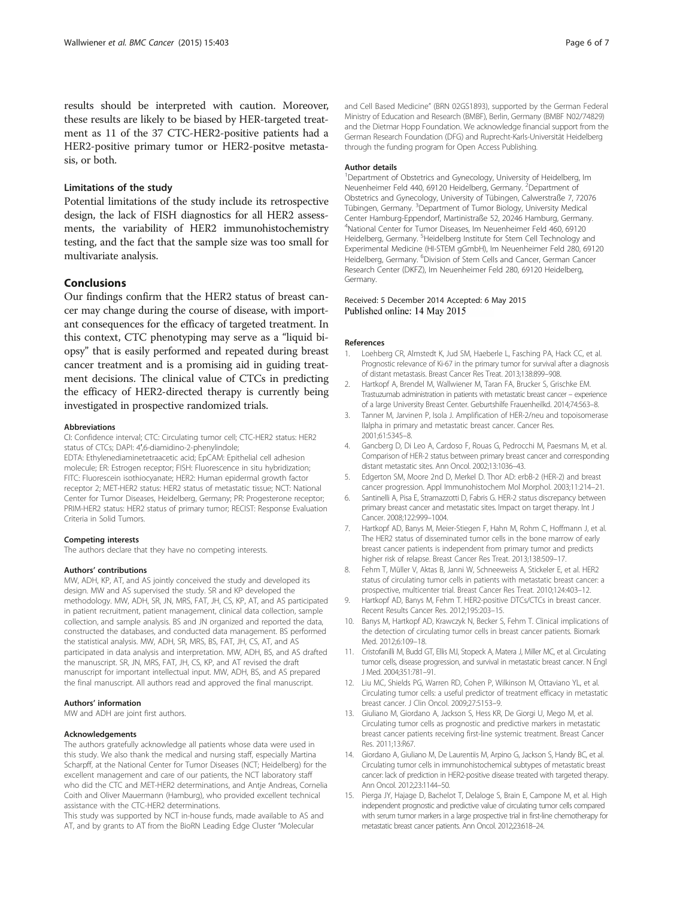results should be interpreted with caution. Moreover, these results are likely to be biased by HER-targeted treatment as 11 of the 37 CTC-HER2-positive patients had a HER2-positive primary tumor or HER2-positve metastasis, or both.

### Limitations of the study

Potential limitations of the study include its retrospective design, the lack of FISH diagnostics for all HER2 assessments, the variability of HER2 immunohistochemistry testing, and the fact that the sample size was too small for multivariate analysis.

## Conclusions

Our findings confirm that the HER2 status of breast cancer may change during the course of disease, with important consequences for the efficacy of targeted treatment. In this context, CTC phenotyping may serve as a "liquid biopsy" that is easily performed and repeated during breast cancer treatment and is a promising aid in guiding treatment decisions. The clinical value of CTCs in predicting the efficacy of HER2-directed therapy is currently being investigated in prospective randomized trials.

#### Abbreviations

CI: Confidence interval; CTC: Circulating tumor cell; CTC-HER2 status: HER2 status of CTCs; DAPI: 4',6-diamidino-2-phenylindole; EDTA: Ethylenediaminetetraacetic acid; EpCAM: Epithelial cell adhesion molecule; ER: Estrogen receptor; FISH: Fluorescence in situ hybridization; FITC: Fluorescein isothiocyanate; HER2: Human epidermal growth factor receptor 2; MET-HER2 status: HER2 status of metastatic tissue; NCT: National Center for Tumor Diseases, Heidelberg, Germany; PR: Progesterone receptor; PRIM-HER2 status: HER2 status of primary tumor; RECIST: Response Evaluation Criteria in Solid Tumors.

#### Competing interests

The authors declare that they have no competing interests.

#### Authors' contributions

MW, ADH, KP, AT, and AS jointly conceived the study and developed its design. MW and AS supervised the study. SR and KP developed the methodology. MW, ADH, SR, JN, MRS, FAT, JH, CS, KP, AT, and AS participated in patient recruitment, patient management, clinical data collection, sample collection, and sample analysis. BS and JN organized and reported the data, constructed the databases, and conducted data management. BS performed the statistical analysis. MW, ADH, SR, MRS, BS, FAT, JH, CS, AT, and AS participated in data analysis and interpretation. MW, ADH, BS, and AS drafted the manuscript. SR, JN, MRS, FAT, JH, CS, KP, and AT revised the draft manuscript for important intellectual input. MW, ADH, BS, and AS prepared the final manuscript. All authors read and approved the final manuscript.

#### Authors' information

MW and ADH are joint first authors.

#### Acknowledgements

The authors gratefully acknowledge all patients whose data were used in this study. We also thank the medical and nursing staff, especially Martina Scharpff, at the National Center for Tumor Diseases (NCT; Heidelberg) for the excellent management and care of our patients, the NCT laboratory staff who did the CTC and MET-HER2 determinations, and Antje Andreas, Cornelia Coith and Oliver Mauermann (Hamburg), who provided excellent technical assistance with the CTC-HER2 determinations.

This study was supported by NCT in-house funds, made available to AS and AT, and by grants to AT from the BioRN Leading Edge Cluster "Molecular and Cell Based Medicine" (BRN 02GS1893), supported by the German Federal Ministry of Education and Research (BMBF), Berlin, Germany (BMBF N02/74829) and the Dietmar Hopp Foundation. We acknowledge financial support from the German Research Foundation (DFG) and Ruprecht-Karls-Universität Heidelberg through the funding program for Open Access Publishing.

#### Author details

[1]Department of Obstetrics and Gynecology, University of Heidelberg, Im Neuenheimer Feld 440, 69120 Heidelberg, Germany. [2]Department of Obstetrics and Gynecology, University of Tübingen, Calwerstraße 7, 72076 Tübingen, Germany. [3]Department of Tumor Biology, University Medical Center Hamburg-Eppendorf, Martinistraße 52, 20246 Hamburg, Germany. [4]National Center for Tumor Diseases, Im Neuenheimer Feld 460, 69120 Heidelberg, Germany. [5]Heidelberg Institute for Stem Cell Technology and Experimental Medicine (HI-STEM gGmbH), Im Neuenheimer Feld 280, 69120 Heidelberg, Germany. [6]Division of Stem Cells and Cancer, German Cancer Research Center (DKFZ), Im Neuenheimer Feld 280, 69120 Heidelberg, Germany.

Received: 5 December 2014 Accepted: 6 May 2015
Published online: 14 May 2015

#### References

1. Loehberg CR, Almstedt K, Jud SM, Haeberle L, Fasching PA, Hack CC, et al. Prognostic relevance of Ki-67 in the primary tumor for survival after a diagnosis of distant metastasis. Breast Cancer Res Treat. 2013;138:899–908.
2. Hartkopf A, Brendel M, Wallwiener M, Taran FA, Brucker S, Grischke EM. Trastuzumab administration in patients with metastatic breast cancer – experience of a large University Breast Center. Geburtshilfe Frauenheilkd. 2014;74:563–8.
3. Tanner M, Jarvinen P, Isola J. Amplification of HER-2/neu and topoisomerase IIalpha in primary and metastatic breast cancer. Cancer Res. 2001;61:5345–8.
4. Gancberg D, Di Leo A, Cardoso F, Rouas G, Pedrocchi M, Paesmans M, et al. Comparison of HER-2 status between primary breast cancer and corresponding distant metastatic sites. Ann Oncol. 2002;13:1036–43.
5. Edgerton SM, Moore 2nd D, Merkel D. Thor AD: erbB-2 (HER-2) and breast cancer progression. Appl Immunohistochem Mol Morphol. 2003;11:214–21.
6. Santinelli A, Pisa E, Stramazzotti D, Fabris G. HER-2 status discrepancy between primary breast cancer and metastatic sites. Impact on target therapy. Int J Cancer. 2008;122:999–1004.
7. Hartkopf AD, Banys M, Meier-Stiegen F, Hahn M, Rohm C, Hoffmann J, et al. The HER2 status of disseminated tumor cells in the bone marrow of early breast cancer patients is independent from primary tumor and predicts higher risk of relapse. Breast Cancer Res Treat. 2013;138:509–17.
8. Fehm T, Müller V, Aktas B, Janni W, Schneeweiss A, Stickeler E, et al. HER2 status of circulating tumor cells in patients with metastatic breast cancer: a prospective, multicenter trial. Breast Cancer Res Treat. 2010;124:403–12.
9. Hartkopf AD, Banys M, Fehm T. HER2-positive DTCs/CTCs in breast cancer. Recent Results Cancer Res. 2012;195:203–15.
10. Banys M, Hartkopf AD, Krawczyk N, Becker S, Fehm T. Clinical implications of the detection of circulating tumor cells in breast cancer patients. Biomark Med. 2012;6:109–18.
11. Cristofanilli M, Budd GT, Ellis MJ, Stopeck A, Matera J, Miller MC, et al. Circulating tumor cells, disease progression, and survival in metastatic breast cancer. N Engl J Med. 2004;351:781–91.
12. Liu MC, Shields PG, Warren RD, Cohen P, Wilkinson M, Ottaviano YL, et al. Circulating tumor cells: a useful predictor of treatment efficacy in metastatic breast cancer. J Clin Oncol. 2009;27:5153–9.
13. Giuliano M, Giordano A, Jackson S, Hess KR, De Giorgi U, Mego M, et al. Circulating tumor cells as prognostic and predictive markers in metastatic breast cancer patients receiving first-line systemic treatment. Breast Cancer Res. 2011;13:R67.
14. Giordano A, Giuliano M, De Laurentiis M, Arpino G, Jackson S, Handy BC, et al. Circulating tumor cells in immunohistochemical subtypes of metastatic breast cancer: lack of prediction in HER2-positive disease treated with targeted therapy. Ann Oncol. 2012;23:1144–50.
15. Pierga JY, Hajage D, Bachelot T, Delaloge S, Brain E, Campone M, et al. High independent prognostic and predictive value of circulating tumor cells compared with serum tumor markers in a large prospective trial in first-line chemotherapy for metastatic breast cancer patients. Ann Oncol. 2012;23:618–24.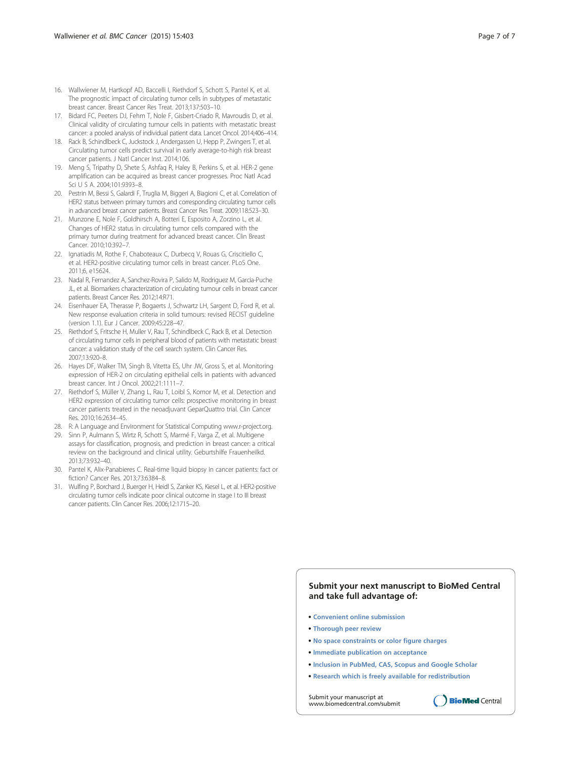16. Wallwiener M, Hartkopf AD, Baccelli I, Riethdorf S, Schott S, Pantel K, et al. The prognostic impact of circulating tumor cells in subtypes of metastatic breast cancer. Breast Cancer Res Treat. 2013;137:503–10.
17. Bidard FC, Peeters DJ, Fehm T, Nole F, Gisbert-Criado R, Mavroudis D, et al. Clinical validity of circulating tumour cells in patients with metastatic breast cancer: a pooled analysis of individual patient data. Lancet Oncol. 2014;406–414.
18. Rack B, Schindlbeck C, Juckstock J, Andergassen U, Hepp P, Zwingers T, et al. Circulating tumor cells predict survival in early average-to-high risk breast cancer patients. J Natl Cancer Inst. 2014;106.
19. Meng S, Tripathy D, Shete S, Ashfaq R, Haley B, Perkins S, et al. HER-2 gene amplification can be acquired as breast cancer progresses. Proc Natl Acad Sci U S A. 2004;101:9393–8.
20. Pestrin M, Bessi S, Galardi F, Truglia M, Biggeri A, Biagioni C, et al. Correlation of HER2 status between primary tumors and corresponding circulating tumor cells in advanced breast cancer patients. Breast Cancer Res Treat. 2009;118:523–30.
21. Munzone E, Nole F, Goldhirsch A, Botteri E, Esposito A, Zorzino L, et al. Changes of HER2 status in circulating tumor cells compared with the primary tumor during treatment for advanced breast cancer. Clin Breast Cancer. 2010;10:392–7.
22. Ignatiadis M, Rothe F, Chaboteaux C, Durbecq V, Rouas G, Criscitiello C, et al. HER2-positive circulating tumor cells in breast cancer. PLoS One. 2011;6, e15624.
23. Nadal R, Fernandez A, Sanchez-Rovira P, Salido M, Rodriguez M, Garcia-Puche JL, et al. Biomarkers characterization of circulating tumour cells in breast cancer patients. Breast Cancer Res. 2012;14:R71.
24. Eisenhauer EA, Therasse P, Bogaerts J, Schwartz LH, Sargent D, Ford R, et al. New response evaluation criteria in solid tumours: revised RECIST guideline (version 1.1). Eur J Cancer. 2009;45:228–47.
25. Riethdorf S, Fritsche H, Muller V, Rau T, Schindlbeck C, Rack B, et al. Detection of circulating tumor cells in peripheral blood of patients with metastatic breast cancer: a validation study of the cell search system. Clin Cancer Res. 2007;13:920–8.
26. Hayes DF, Walker TM, Singh B, Vitetta ES, Uhr JW, Gross S, et al. Monitoring expression of HER-2 on circulating epithelial cells in patients with advanced breast cancer. Int J Oncol. 2002;21:1111–7.
27. Riethdorf S, Müller V, Zhang L, Rau T, Loibl S, Komor M, et al. Detection and HER2 expression of circulating tumor cells: prospective monitoring in breast cancer patients treated in the neoadjuvant GeparQuattro trial. Clin Cancer Res. 2010;16:2634–45.
28. R: A Language and Environment for Statistical Computing www.r-project.org.
29. Sinn P, Aulmann S, Wirtz R, Schott S, Marmé F, Varga Z, et al. Multigene assays for classification, prognosis, and prediction in breast cancer: a critical review on the background and clinical utility. Geburtshilfe Frauenheilkd. 2013;73:932–40.
30. Pantel K, Alix-Panabieres C. Real-time liquid biopsy in cancer patients: fact or fiction? Cancer Res. 2013;73:6384–8.
31. Wulfing P, Borchard J, Buerger H, Heidl S, Zanker KS, Kiesel L, et al. HER2-positive circulating tumor cells indicate poor clinical outcome in stage I to III breast cancer patients. Clin Cancer Res. 2006;12:1715–20.

**Submit your next manuscript to BioMed Central and take full advantage of:**

- Convenient online submission
- Thorough peer review
- No space constraints or color figure charges
- Immediate publication on acceptance
- Inclusion in PubMed, CAS, Scopus and Google Scholar
- Research which is freely available for redistribution

Submit your manuscript at
www.biomedcentral.com/submit

BioMed Central